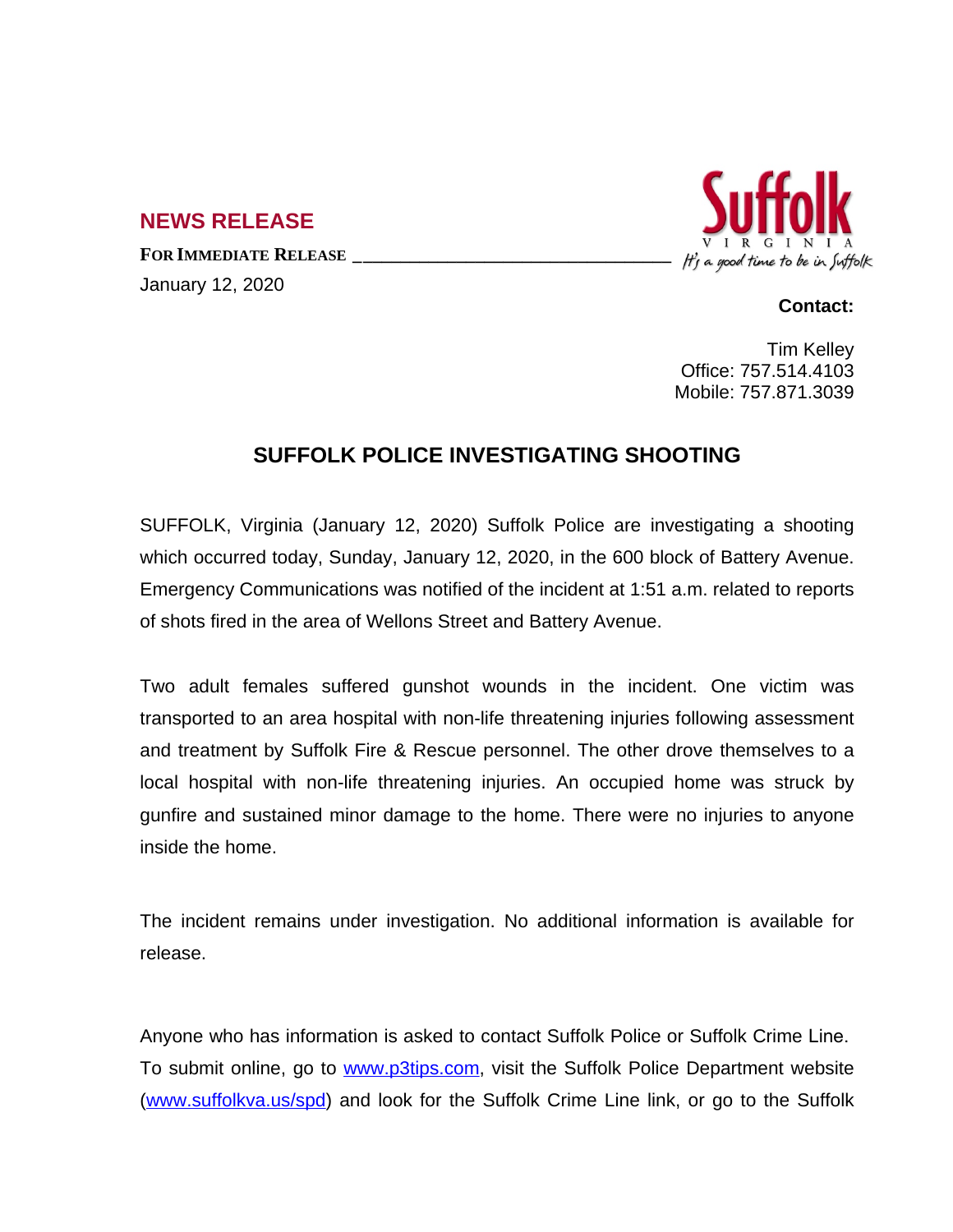## NEWS RELEASE

**FOR IMMEDIATE RELEASE**

January 12, 2020

Suffolk VIRGINIA *It's a good time to be in Suffolk*

**Contact:**

Tim Kelley
Office: 757.514.4103
Mobile: 757.871.3039

# SUFFOLK POLICE INVESTIGATING SHOOTING

SUFFOLK, Virginia (January 12, 2020) Suffolk Police are investigating a shooting which occurred today, Sunday, January 12, 2020, in the 600 block of Battery Avenue. Emergency Communications was notified of the incident at 1:51 a.m. related to reports of shots fired in the area of Wellons Street and Battery Avenue.

Two adult females suffered gunshot wounds in the incident. One victim was transported to an area hospital with non-life threatening injuries following assessment and treatment by Suffolk Fire & Rescue personnel. The other drove themselves to a local hospital with non-life threatening injuries. An occupied home was struck by gunfire and sustained minor damage to the home. There were no injuries to anyone inside the home.

The incident remains under investigation. No additional information is available for release.

Anyone who has information is asked to contact Suffolk Police or Suffolk Crime Line. To submit online, go to [www.p3tips.com](http://www.p3tips.com), visit the Suffolk Police Department website ([www.suffolkva.us/spd](http://www.suffolkva.us/spd)) and look for the Suffolk Crime Line link, or go to the Suffolk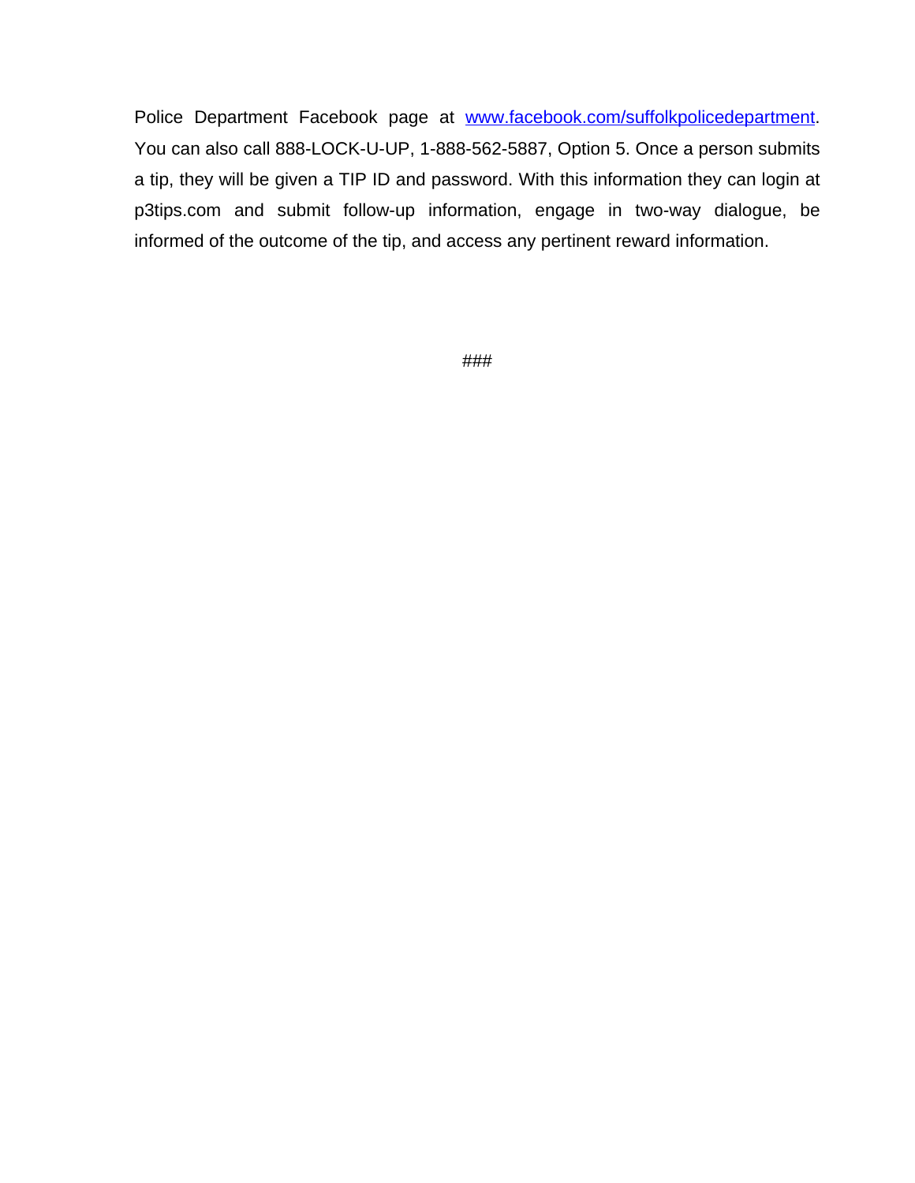Police Department Facebook page at www.facebook.com/suffolkpolicedepartment. You can also call 888-LOCK-U-UP, 1-888-562-5887, Option 5. Once a person submits a tip, they will be given a TIP ID and password. With this information they can login at p3tips.com and submit follow-up information, engage in two-way dialogue, be informed of the outcome of the tip, and access any pertinent reward information.

###